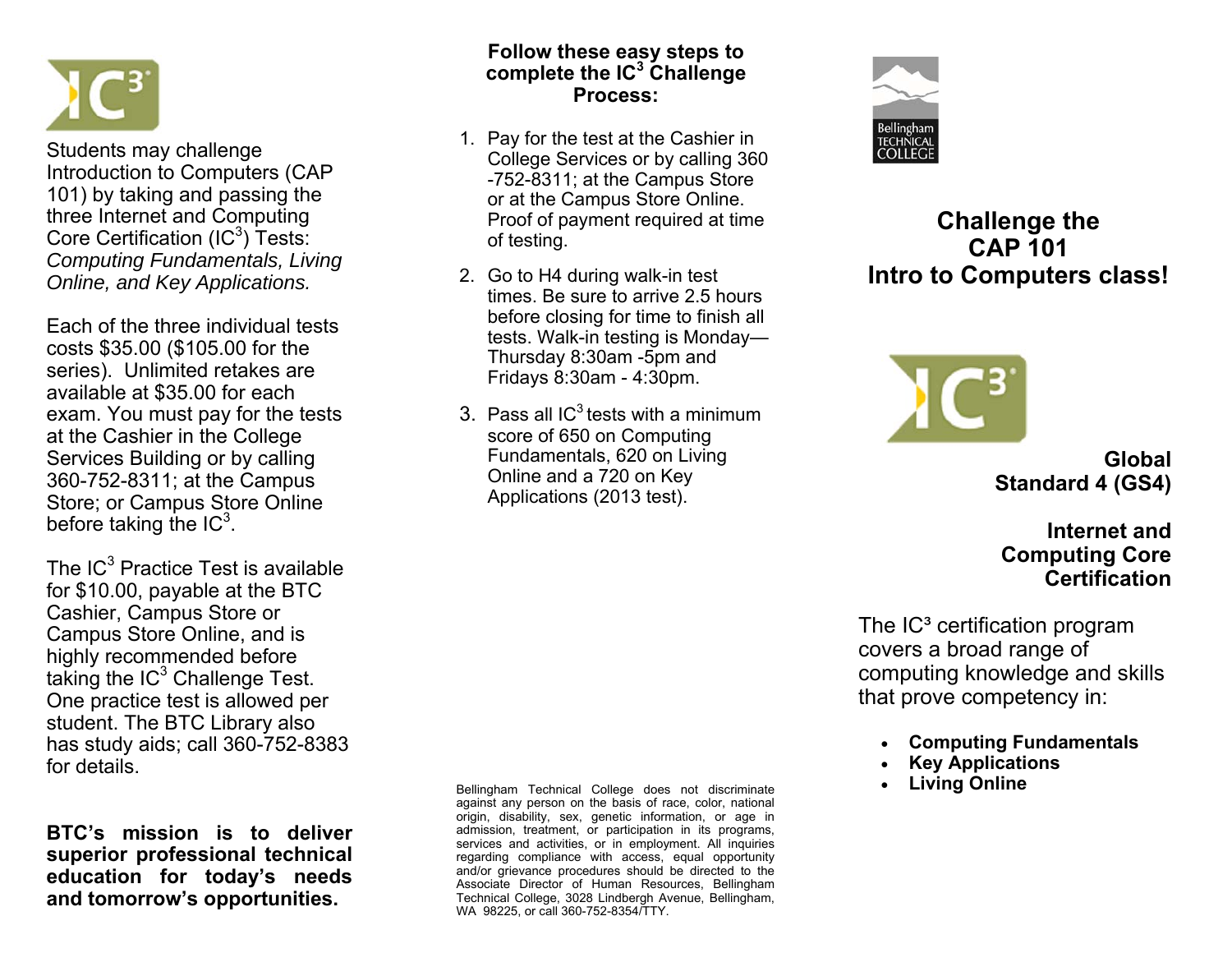Students may challenge Introduction to Computers (CAP 101) by taking and passing the three Internet and Computing Core Certification (IC$^3$) Tests: *Computing Fundamentals, Living Online, and Key Applications.*

Each of the three individual tests costs $35.00 ($105.00 for the series). Unlimited retakes are available at $35.00 for each exam. You must pay for the tests at the Cashier in the College Services Building or by calling 360-752-8311; at the Campus Store; or Campus Store Online before taking the IC$^3$.

The IC$^3$ Practice Test is available for $10.00, payable at the BTC Cashier, Campus Store or Campus Store Online, and is highly recommended before taking the IC$^3$ Challenge Test. One practice test is allowed per student. The BTC Library also has study aids; call 360-752-8383 for details.

**BTC's mission is to deliver superior professional technical education for today's needs and tomorrow's opportunities.**

**Follow these easy steps to complete the IC$^3$ Challenge Process:**

1. Pay for the test at the Cashier in College Services or by calling 360-752-8311; at the Campus Store or at the Campus Store Online. Proof of payment required at time of testing.
2. Go to H4 during walk-in test times. Be sure to arrive 2.5 hours before closing for time to finish all tests. Walk-in testing is Monday—Thursday 8:30am -5pm and Fridays 8:30am - 4:30pm.
3. Pass all IC$^3$ tests with a minimum score of 650 on Computing Fundamentals, 620 on Living Online and a 720 on Key Applications (2013 test).

Bellingham Technical College does not discriminate against any person on the basis of race, color, national origin, disability, sex, genetic information, or age in admission, treatment, or participation in its programs, services and activities, or in employment. All inquiries regarding compliance with access, equal opportunity and/or grievance procedures should be directed to the Associate Director of Human Resources, Bellingham Technical College, 3028 Lindbergh Avenue, Bellingham, WA 98225, or call 360-752-8354/TTY.

Bellingham TECHNICAL COLLEGE

# Challenge the CAP 101 Intro to Computers class!

**Global Standard 4 (GS4)**

**Internet and Computing Core Certification**

The IC$^3$ certification program covers a broad range of computing knowledge and skills that prove competency in:

- **Computing Fundamentals**
- **Key Applications**
- **Living Online**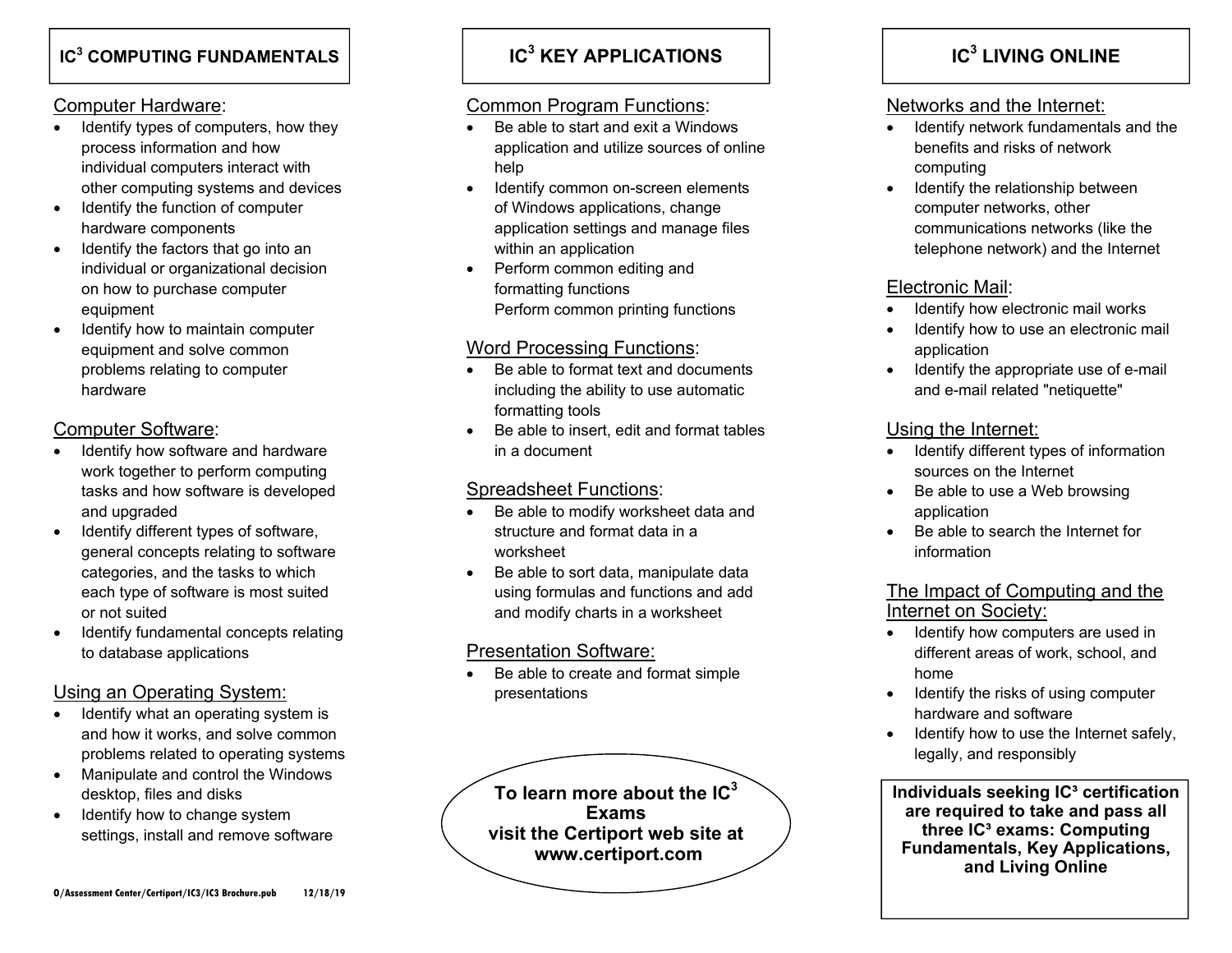## IC[3] COMPUTING FUNDAMENTALS

Computer Hardware:

- Identify types of computers, how they process information and how individual computers interact with other computing systems and devices
- Identify the function of computer hardware components
- Identify the factors that go into an individual or organizational decision on how to purchase computer equipment
- Identify how to maintain computer equipment and solve common problems relating to computer hardware

Computer Software:

- Identify how software and hardware work together to perform computing tasks and how software is developed and upgraded
- Identify different types of software, general concepts relating to software categories, and the tasks to which each type of software is most suited or not suited
- Identify fundamental concepts relating to database applications

Using an Operating System:

- Identify what an operating system is and how it works, and solve common problems related to operating systems
- Manipulate and control the Windows desktop, files and disks
- Identify how to change system settings, install and remove software

O/Assessment Center/Certiport/IC3/IC3 Brochure.pub 12/18/19

## IC[3] KEY APPLICATIONS

Common Program Functions:

- Be able to start and exit a Windows application and utilize sources of online help
- Identify common on-screen elements of Windows applications, change application settings and manage files within an application
- Perform common editing and formatting functions
  Perform common printing functions

Word Processing Functions:

- Be able to format text and documents including the ability to use automatic formatting tools
- Be able to insert, edit and format tables in a document

Spreadsheet Functions:

- Be able to modify worksheet data and structure and format data in a worksheet
- Be able to sort data, manipulate data using formulas and functions and add and modify charts in a worksheet

Presentation Software:

- Be able to create and format simple presentations

**To learn more about the IC[3] Exams visit the Certiport web site at www.certiport.com**

## IC[3] LIVING ONLINE

Networks and the Internet:

- Identify network fundamentals and the benefits and risks of network computing
- Identify the relationship between computer networks, other communications networks (like the telephone network) and the Internet

Electronic Mail:

- Identify how electronic mail works
- Identify how to use an electronic mail application
- Identify the appropriate use of e-mail and e-mail related "netiquette"

Using the Internet:

- Identify different types of information sources on the Internet
- Be able to use a Web browsing application
- Be able to search the Internet for information

The Impact of Computing and the Internet on Society:

- Identify how computers are used in different areas of work, school, and home
- Identify the risks of using computer hardware and software
- Identify how to use the Internet safely, legally, and responsibly

**Individuals seeking IC³ certification are required to take and pass all three IC³ exams: Computing Fundamentals, Key Applications, and Living Online**